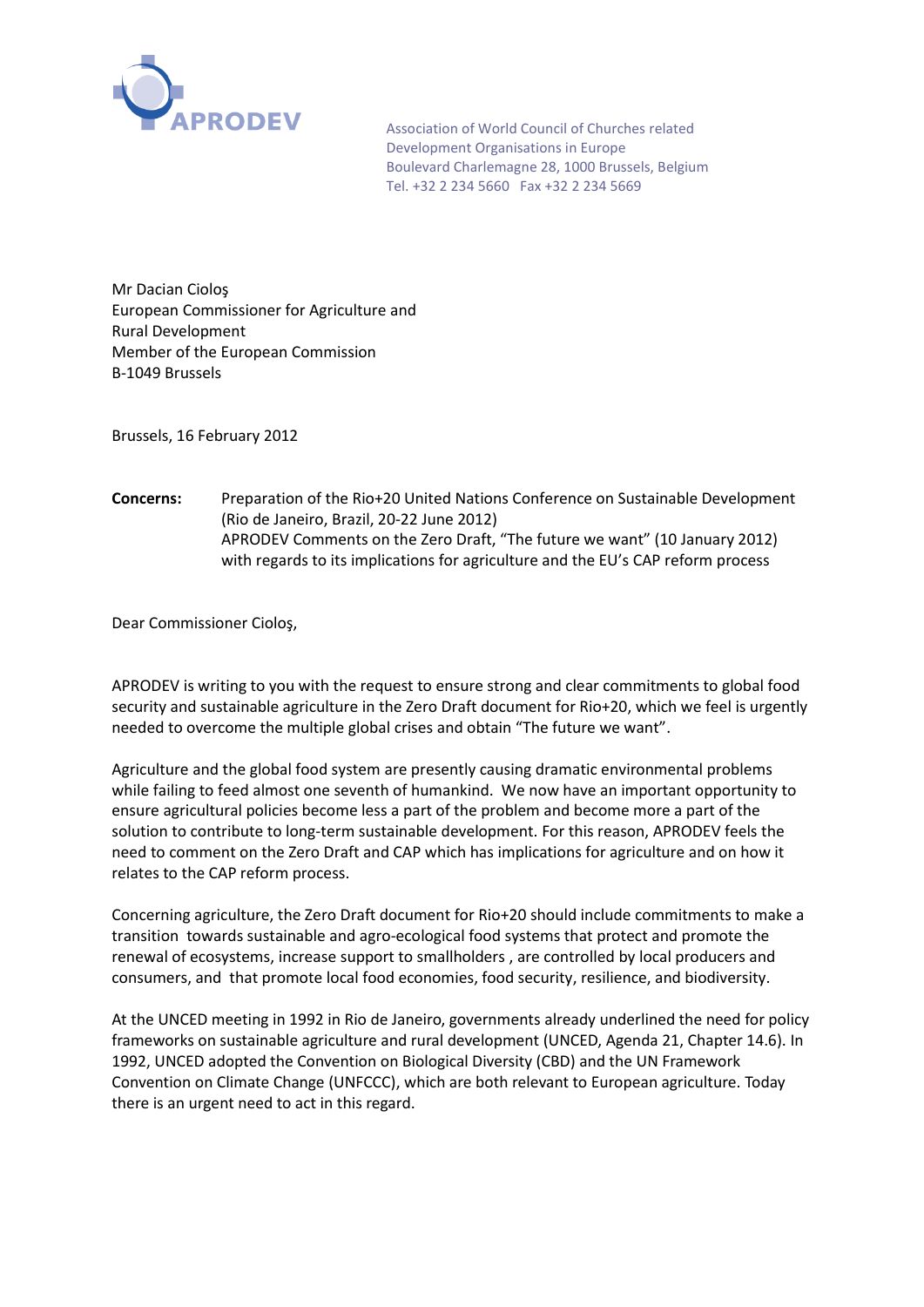APRODEV

Association of World Council of Churches related
Development Organisations in Europe
Boulevard Charlemagne 28, 1000 Brussels, Belgium
Tel. +32 2 234 5660   Fax +32 2 234 5669

Mr Dacian Cioloş
European Commissioner for Agriculture and
Rural Development
Member of the European Commission
B-1049 Brussels

Brussels, 16 February 2012

**Concerns:** Preparation of the Rio+20 United Nations Conference on Sustainable Development (Rio de Janeiro, Brazil, 20-22 June 2012)
APRODEV Comments on the Zero Draft, "The future we want" (10 January 2012) with regards to its implications for agriculture and the EU's CAP reform process

Dear Commissioner Cioloş,

APRODEV is writing to you with the request to ensure strong and clear commitments to global food security and sustainable agriculture in the Zero Draft document for Rio+20, which we feel is urgently needed to overcome the multiple global crises and obtain "The future we want".

Agriculture and the global food system are presently causing dramatic environmental problems while failing to feed almost one seventh of humankind. We now have an important opportunity to ensure agricultural policies become less a part of the problem and become more a part of the solution to contribute to long-term sustainable development. For this reason, APRODEV feels the need to comment on the Zero Draft and CAP which has implications for agriculture and on how it relates to the CAP reform process.

Concerning agriculture, the Zero Draft document for Rio+20 should include commitments to make a transition towards sustainable and agro-ecological food systems that protect and promote the renewal of ecosystems, increase support to smallholders , are controlled by local producers and consumers, and that promote local food economies, food security, resilience, and biodiversity.

At the UNCED meeting in 1992 in Rio de Janeiro, governments already underlined the need for policy frameworks on sustainable agriculture and rural development (UNCED, Agenda 21, Chapter 14.6). In 1992, UNCED adopted the Convention on Biological Diversity (CBD) and the UN Framework Convention on Climate Change (UNFCCC), which are both relevant to European agriculture. Today there is an urgent need to act in this regard.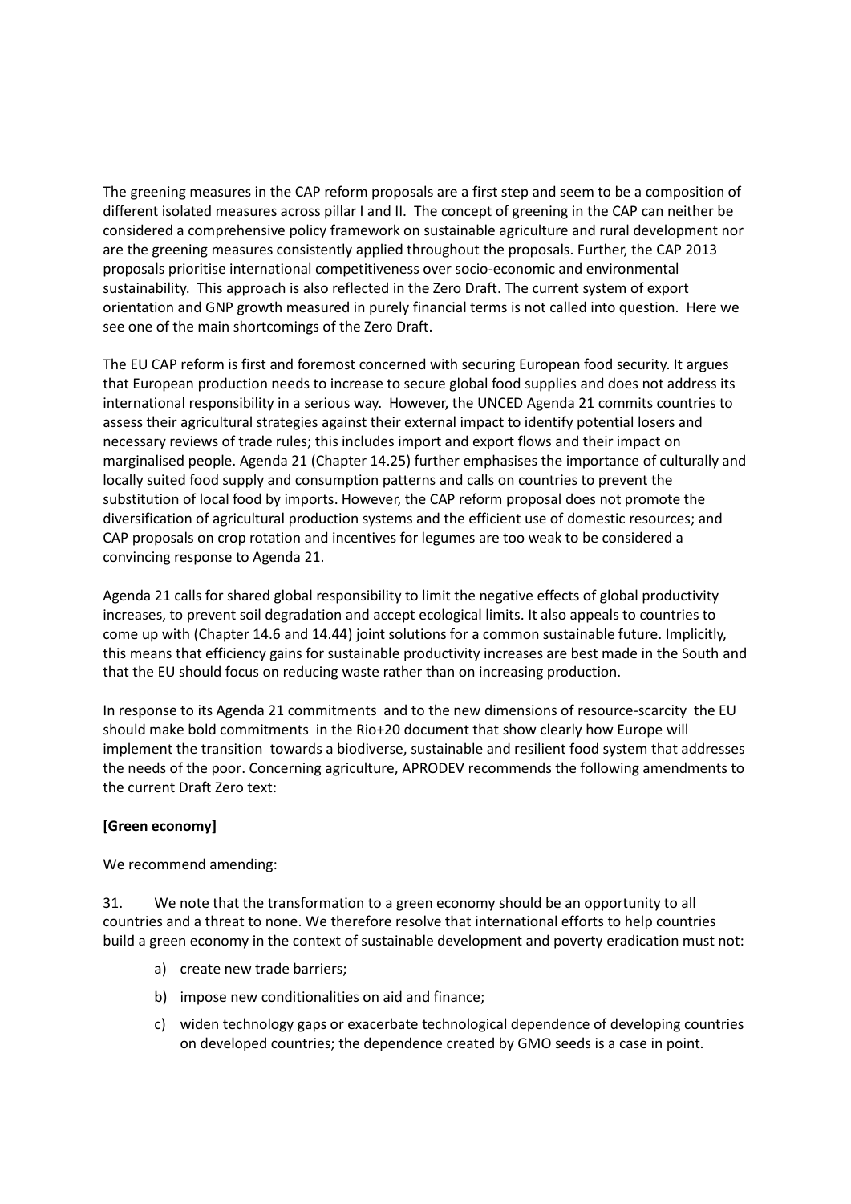The greening measures in the CAP reform proposals are a first step and seem to be a composition of different isolated measures across pillar I and II. The concept of greening in the CAP can neither be considered a comprehensive policy framework on sustainable agriculture and rural development nor are the greening measures consistently applied throughout the proposals. Further, the CAP 2013 proposals prioritise international competitiveness over socio-economic and environmental sustainability. This approach is also reflected in the Zero Draft. The current system of export orientation and GNP growth measured in purely financial terms is not called into question. Here we see one of the main shortcomings of the Zero Draft.

The EU CAP reform is first and foremost concerned with securing European food security. It argues that European production needs to increase to secure global food supplies and does not address its international responsibility in a serious way. However, the UNCED Agenda 21 commits countries to assess their agricultural strategies against their external impact to identify potential losers and necessary reviews of trade rules; this includes import and export flows and their impact on marginalised people. Agenda 21 (Chapter 14.25) further emphasises the importance of culturally and locally suited food supply and consumption patterns and calls on countries to prevent the substitution of local food by imports. However, the CAP reform proposal does not promote the diversification of agricultural production systems and the efficient use of domestic resources; and CAP proposals on crop rotation and incentives for legumes are too weak to be considered a convincing response to Agenda 21.

Agenda 21 calls for shared global responsibility to limit the negative effects of global productivity increases, to prevent soil degradation and accept ecological limits. It also appeals to countries to come up with (Chapter 14.6 and 14.44) joint solutions for a common sustainable future. Implicitly, this means that efficiency gains for sustainable productivity increases are best made in the South and that the EU should focus on reducing waste rather than on increasing production.

In response to its Agenda 21 commitments and to the new dimensions of resource-scarcity the EU should make bold commitments in the Rio+20 document that show clearly how Europe will implement the transition towards a biodiverse, sustainable and resilient food system that addresses the needs of the poor. Concerning agriculture, APRODEV recommends the following amendments to the current Draft Zero text:

**[Green economy]**

We recommend amending:

31. We note that the transformation to a green economy should be an opportunity to all countries and a threat to none. We therefore resolve that international efforts to help countries build a green economy in the context of sustainable development and poverty eradication must not:

    a) create new trade barriers;

    b) impose new conditionalities on aid and finance;

    c) widen technology gaps or exacerbate technological dependence of developing countries on developed countries; <u>the dependence created by GMO seeds is a case in point.</u>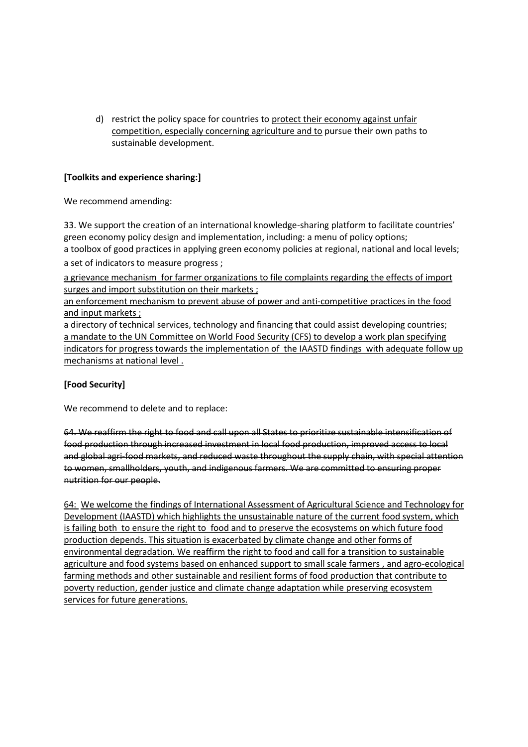d) restrict the policy space for countries to <u>protect their economy against unfair competition, especially concerning agriculture and to</u> pursue their own paths to sustainable development.

**[Toolkits and experience sharing:]**

We recommend amending:

33. We support the creation of an international knowledge-sharing platform to facilitate countries' green economy policy design and implementation, including: a menu of policy options;
a toolbox of good practices in applying green economy policies at regional, national and local levels;
a set of indicators to measure progress ;
<u>a grievance mechanism for farmer organizations to file complaints regarding the effects of import surges and import substitution on their markets ;</u>
<u>an enforcement mechanism to prevent abuse of power and anti-competitive practices in the food and input markets ;</u>
a directory of technical services, technology and financing that could assist developing countries;
<u>a mandate to the UN Committee on World Food Security (CFS) to develop a work plan specifying indicators for progress towards the implementation of the IAASTD findings with adequate follow up mechanisms at national level .</u>

**[Food Security]**

We recommend to delete and to replace:

~~64. We reaffirm the right to food and call upon all States to prioritize sustainable intensification of food production through increased investment in local food production, improved access to local and global agri-food markets, and reduced waste throughout the supply chain, with special attention to women, smallholders, youth, and indigenous farmers. We are committed to ensuring proper nutrition for our people.~~

<u>64: We welcome the findings of International Assessment of Agricultural Science and Technology for Development (IAASTD) which highlights the unsustainable nature of the current food system, which is failing both to ensure the right to food and to preserve the ecosystems on which future food production depends. This situation is exacerbated by climate change and other forms of environmental degradation. We reaffirm the right to food and call for a transition to sustainable agriculture and food systems based on enhanced support to small scale farmers , and agro-ecological farming methods and other sustainable and resilient forms of food production that contribute to poverty reduction, gender justice and climate change adaptation while preserving ecosystem services for future generations.</u>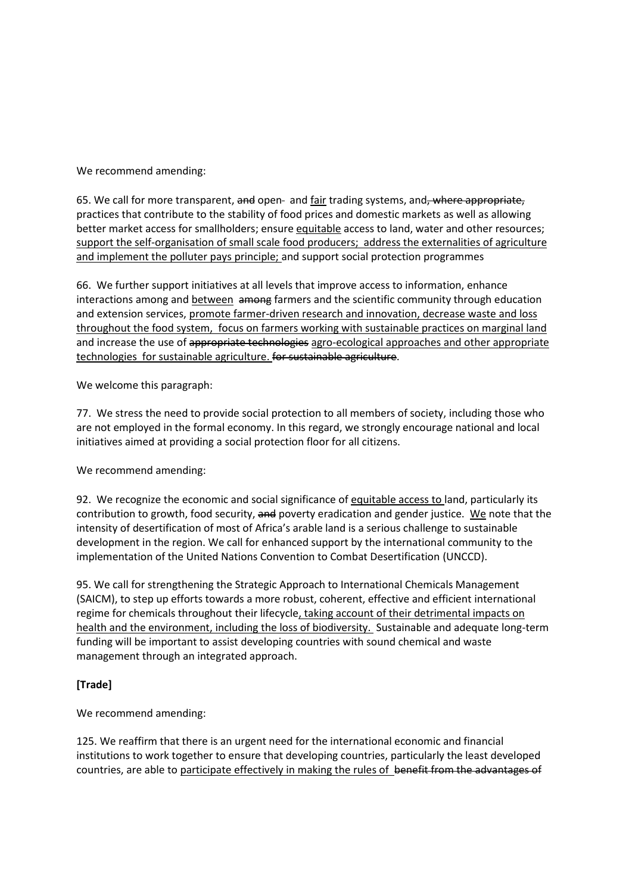We recommend amending:

65. We call for more transparent, ~~and~~ open~~-~~ and <u>fair</u> trading systems, and~~, where appropriate,~~ practices that contribute to the stability of food prices and domestic markets as well as allowing better market access for smallholders; ensure <u>equitable</u> access to land, water and other resources; <u>support the self-organisation of small scale food producers; address the externalities of agriculture and implement the polluter pays principle;</u> and support social protection programmes

66. We further support initiatives at all levels that improve access to information, enhance interactions among and <u>between</u> ~~among~~ farmers and the scientific community through education and extension services, <u>promote farmer-driven research and innovation, decrease waste and loss throughout the food system, focus on farmers working with sustainable practices on marginal land</u> and increase the use of ~~appropriate technologies~~ <u>agro-ecological approaches and other appropriate technologies for sustainable agriculture.</u> ~~for sustainable agriculture~~.

We welcome this paragraph:

77. We stress the need to provide social protection to all members of society, including those who are not employed in the formal economy. In this regard, we strongly encourage national and local initiatives aimed at providing a social protection floor for all citizens.

We recommend amending:

92. We recognize the economic and social significance of <u>equitable access to</u> land, particularly its contribution to growth, food security, ~~and~~ poverty eradication and gender justice. <u>We</u> note that the intensity of desertification of most of Africa's arable land is a serious challenge to sustainable development in the region. We call for enhanced support by the international community to the implementation of the United Nations Convention to Combat Desertification (UNCCD).

95. We call for strengthening the Strategic Approach to International Chemicals Management (SAICM), to step up efforts towards a more robust, coherent, effective and efficient international regime for chemicals throughout their lifecycle<u>, taking account of their detrimental impacts on health and the environment, including the loss of biodiversity.</u> Sustainable and adequate long-term funding will be important to assist developing countries with sound chemical and waste management through an integrated approach.

**[Trade]**

We recommend amending:

125. We reaffirm that there is an urgent need for the international economic and financial institutions to work together to ensure that developing countries, particularly the least developed countries, are able to <u>participate effectively in making the rules of</u> ~~benefit from the advantages of~~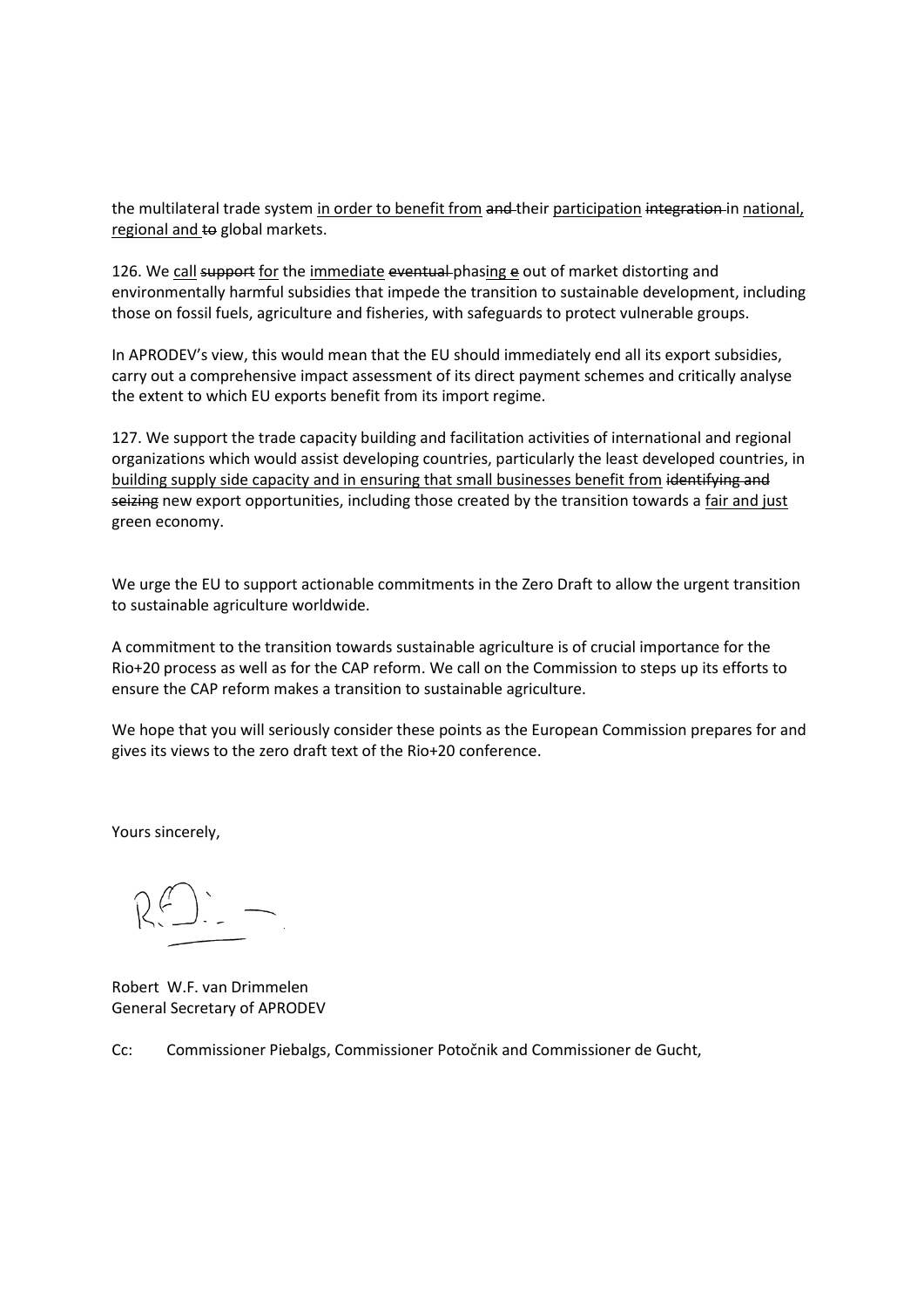the multilateral trade system <u>in order to benefit from</u> ~~and~~ their <u>participation</u> ~~integration~~ in <u>national, regional and</u> ~~to~~ global markets.

126. We <u>call</u> ~~support~~ <u>for</u> the <u>immediate</u> ~~eventual~~ phas<u>ing</u> ~~e~~ out of market distorting and environmentally harmful subsidies that impede the transition to sustainable development, including those on fossil fuels, agriculture and fisheries, with safeguards to protect vulnerable groups.

In APRODEV's view, this would mean that the EU should immediately end all its export subsidies, carry out a comprehensive impact assessment of its direct payment schemes and critically analyse the extent to which EU exports benefit from its import regime.

127. We support the trade capacity building and facilitation activities of international and regional organizations which would assist developing countries, particularly the least developed countries, in <u>building supply side capacity and in ensuring that small businesses benefit from</u> ~~identifying and seizing~~ new export opportunities, including those created by the transition towards a <u>fair and just</u> green economy.

We urge the EU to support actionable commitments in the Zero Draft to allow the urgent transition to sustainable agriculture worldwide.

A commitment to the transition towards sustainable agriculture is of crucial importance for the Rio+20 process as well as for the CAP reform. We call on the Commission to steps up its efforts to ensure the CAP reform makes a transition to sustainable agriculture.

We hope that you will seriously consider these points as the European Commission prepares for and gives its views to the zero draft text of the Rio+20 conference.

Yours sincerely,

Robert W.F. van Drimmelen
General Secretary of APRODEV

Cc: Commissioner Piebalgs, Commissioner Potočnik and Commissioner de Gucht,